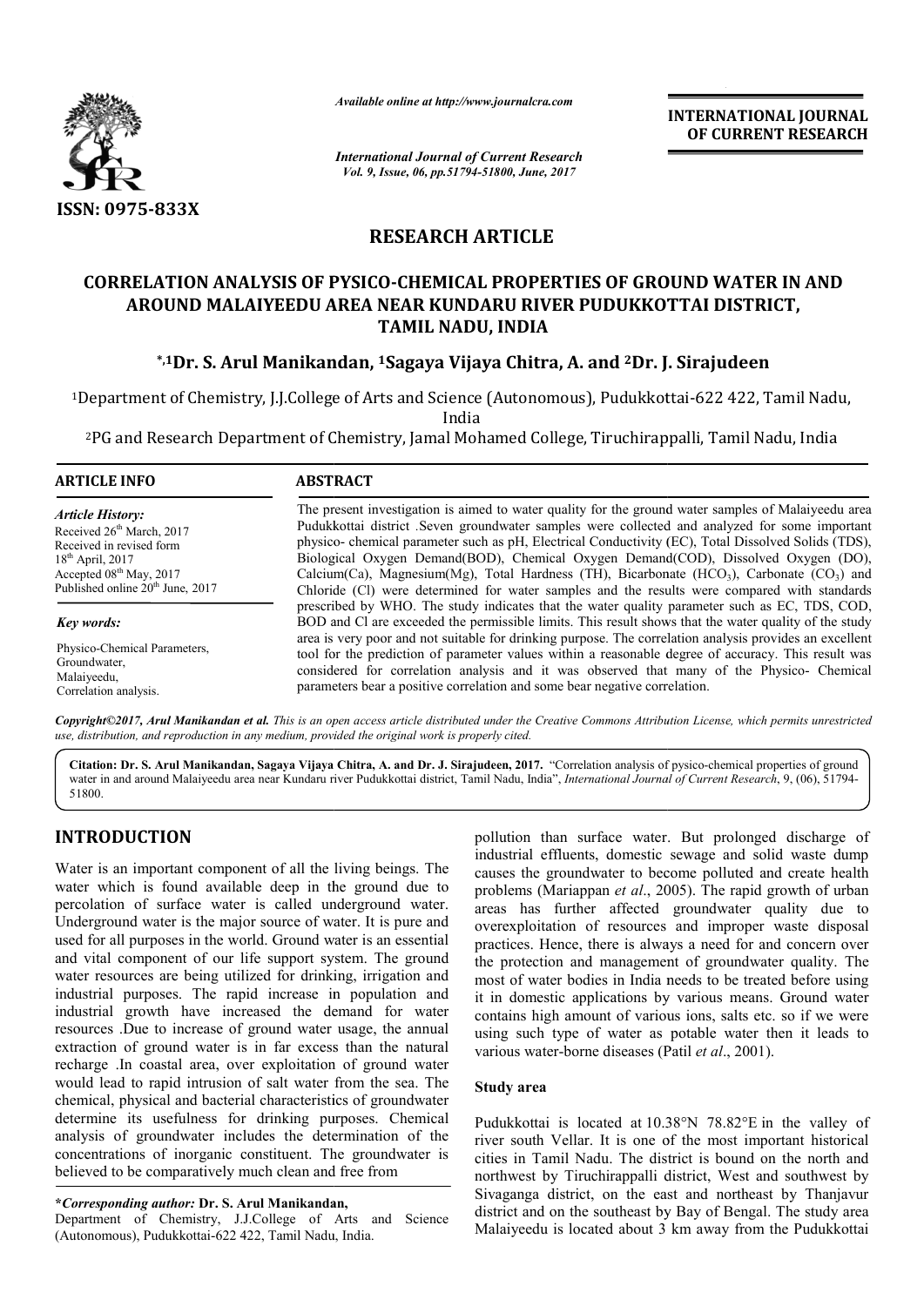*Available online at http://www.journalcra.com*

*International Journal of Current Research*
*Vol. 9, Issue, 06, pp.51794-51800, June, 2017*

**INTERNATIONAL JOURNAL OF CURRENT RESEARCH**

ISSN: 0975-833X

## RESEARCH ARTICLE

# CORRELATION ANALYSIS OF PYSICO-CHEMICAL PROPERTIES OF GROUND WATER IN AND AROUND MALAIYEEDU AREA NEAR KUNDARU RIVER PUDUKKOTTAI DISTRICT, TAMIL NADU, INDIA

**\*,[1]Dr. S. Arul Manikandan, [1]Sagaya Vijaya Chitra, A. and [2]Dr. J. Sirajudeen**

[1]Department of Chemistry, J.J.College of Arts and Science (Autonomous), Pudukkottai-622 422, Tamil Nadu, India

[2]PG and Research Department of Chemistry, Jamal Mohamed College, Tiruchirappalli, Tamil Nadu, India

**ARTICLE INFO**

*Article History:*
Received 26th March, 2017
Received in revised form 18th April, 2017
Accepted 08th May, 2017
Published online 20th June, 2017

*Key words:*
Physico-Chemical Parameters, Groundwater, Malaiyeedu, Correlation analysis.

**ABSTRACT**

The present investigation is aimed to water quality for the ground water samples of Malaiyeedu area Pudukkottai district .Seven groundwater samples were collected and analyzed for some important physico- chemical parameter such as pH, Electrical Conductivity (EC), Total Dissolved Solids (TDS), Biological Oxygen Demand(BOD), Chemical Oxygen Demand(COD), Dissolved Oxygen (DO), Calcium(Ca), Magnesium(Mg), Total Hardness (TH), Bicarbonate ($HCO_3$), Carbonate ($CO_3$) and Chloride (Cl) were determined for water samples and the results were compared with standards prescribed by WHO. The study indicates that the water quality parameter such as EC, TDS, COD, BOD and Cl are exceeded the permissible limits. This result shows that the water quality of the study area is very poor and not suitable for drinking purpose. The correlation analysis provides an excellent tool for the prediction of parameter values within a reasonable degree of accuracy. This result was considered for correlation analysis and it was observed that many of the Physico- Chemical parameters bear a positive correlation and some bear negative correlation.

*Copyright©2017, Arul Manikandan et al. This is an open access article distributed under the Creative Commons Attribution License, which permits unrestricted use, distribution, and reproduction in any medium, provided the original work is properly cited.*

**Citation: Dr. S. Arul Manikandan, Sagaya Vijaya Chitra, A. and Dr. J. Sirajudeen, 2017.** "Correlation analysis of pysico-chemical properties of ground water in and around Malaiyeedu area near Kundaru river Pudukkottai district, Tamil Nadu, India", *International Journal of Current Research*, 9, (06), 51794-51800.

## INTRODUCTION

Water is an important component of all the living beings. The water which is found available deep in the ground due to percolation of surface water is called underground water. Underground water is the major source of water. It is pure and used for all purposes in the world. Ground water is an essential and vital component of our life support system. The ground water resources are being utilized for drinking, irrigation and industrial purposes. The rapid increase in population and industrial growth have increased the demand for water resources .Due to increase of ground water usage, the annual extraction of ground water is in far excess than the natural recharge .In coastal area, over exploitation of ground water would lead to rapid intrusion of salt water from the sea. The chemical, physical and bacterial characteristics of groundwater determine its usefulness for drinking purposes. Chemical analysis of groundwater includes the determination of the concentrations of inorganic constituent. The groundwater is believed to be comparatively much clean and free from pollution than surface water. But prolonged discharge of industrial effluents, domestic sewage and solid waste dump causes the groundwater to become polluted and create health problems (Mariappan *et al*., 2005). The rapid growth of urban areas has further affected groundwater quality due to overexploitation of resources and improper waste disposal practices. Hence, there is always a need for and concern over the protection and management of groundwater quality. The most of water bodies in India needs to be treated before using it in domestic applications by various means. Ground water contains high amount of various ions, salts etc. so if we were using such type of water as potable water then it leads to various water-borne diseases (Patil *et al*., 2001).

### Study area

Pudukkottai is located at 10.38°N 78.82°E in the valley of river south Vellar. It is one of the most important historical cities in Tamil Nadu. The district is bound on the north and northwest by Tiruchirappalli district, West and southwest by Sivaganga district, on the east and northeast by Thanjavur district and on the southeast by Bay of Bengal. The study area Malaiyeedu is located about 3 km away from the Pudukkottai

**\*Corresponding author: Dr. S. Arul Manikandan,**
Department of Chemistry, J.J.College of Arts and Science (Autonomous), Pudukkottai-622 422, Tamil Nadu, India.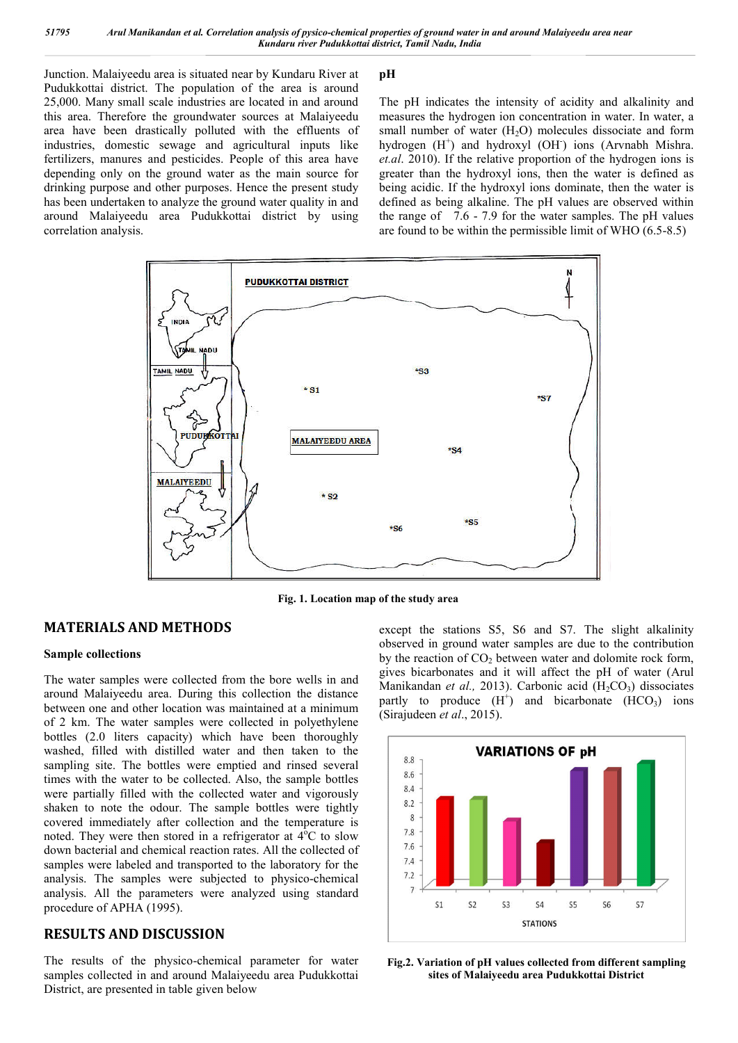Junction. Malaiyeedu area is situated near by Kundaru River at Pudukkottai district. The population of the area is around 25,000. Many small scale industries are located in and around this area. Therefore the groundwater sources at Malaiyeedu area have been drastically polluted with the effluents of industries, domestic sewage and agricultural inputs like fertilizers, manures and pesticides. People of this area have depending only on the ground water as the main source for drinking purpose and other purposes. Hence the present study has been undertaken to analyze the ground water quality in and around Malaiyeedu area Pudukkottai district by using correlation analysis.

Fig. 1. Location map of the study area

## MATERIALS AND METHODS

### Sample collections

The water samples were collected from the bore wells in and around Malaiyeedu area. During this collection the distance between one and other location was maintained at a minimum of 2 km. The water samples were collected in polyethylene bottles (2.0 liters capacity) which have been thoroughly washed, filled with distilled water and then taken to the sampling site. The bottles were emptied and rinsed several times with the water to be collected. Also, the sample bottles were partially filled with the collected water and vigorously shaken to note the odour. The sample bottles were tightly covered immediately after collection and the temperature is noted. They were then stored in a refrigerator at $4^{o}C$ to slow down bacterial and chemical reaction rates. All the collected of samples were labeled and transported to the laboratory for the analysis. The samples were subjected to physico-chemical analysis. All the parameters were analyzed using standard procedure of APHA (1995).

## RESULTS AND DISCUSSION

The results of the physico-chemical parameter for water samples collected in and around Malaiyeedu area Pudukkottai District, are presented in table given below

### pH

The pH indicates the intensity of acidity and alkalinity and measures the hydrogen ion concentration in water. In water, a small number of water ($H_2O$) molecules dissociate and form hydrogen ($H^+$) and hydroxyl ($OH^-$) ions (Arvnabh Mishra. *et.al.* 2010). If the relative proportion of the hydrogen ions is greater than the hydroxyl ions, then the water is defined as being acidic. If the hydroxyl ions dominate, then the water is defined as being alkaline. The pH values are observed within the range of 7.6 - 7.9 for the water samples. The pH values are found to be within the permissible limit of WHO (6.5-8.5) except the stations S5, S6 and S7. The slight alkalinity observed in ground water samples are due to the contribution by the reaction of $CO_2$ between water and dolomite rock form, gives bicarbonates and it will affect the pH of water (Arul Manikandan *et al.,* 2013). Carbonic acid ($H_2CO_3$) dissociates partly to produce ($H^+$) and bicarbonate ($HCO_3$) ions (Sirajudeen *et al*., 2015).

Fig.2. Variation of pH values collected from different sampling sites of Malaiyeedu area Pudukkottai District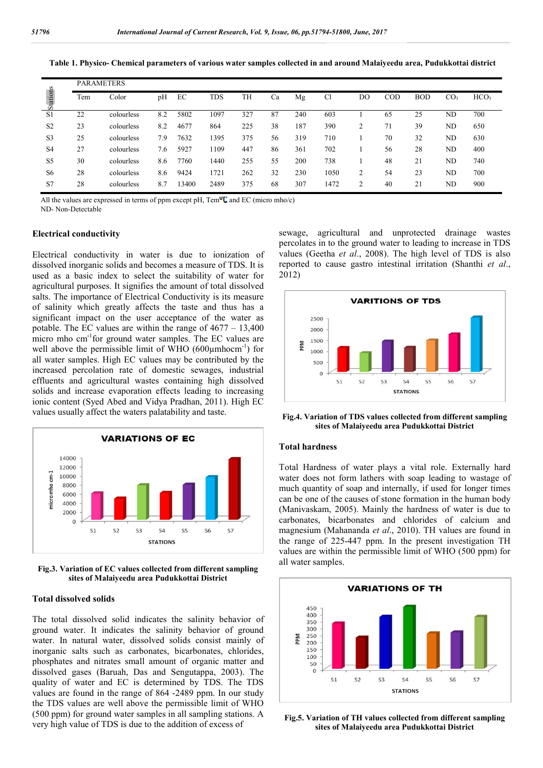**Table 1. Physico- Chemical parameters of various water samples collected in and around Malaiyeedu area, Pudukkottai district**

| Stations | PARAMETERS | | | | | | | | | | | | | | |
|---|---|---|---|---|---|---|---|---|---|---|---|---|---|---|---|
| | Tem | Color | pH | EC | TDS | TH | Ca | Mg | Cl | DO | COD | BOD | $CO_3$ | $HCO_3$ |
| S1 | 22 | colourless | 8.2 | 5802 | 1097 | 327 | 87 | 240 | 603 | 1 | 65 | 25 | ND | 700 |
| S2 | 23 | colourless | 8.2 | 4677 | 864 | 225 | 38 | 187 | 390 | 2 | 71 | 39 | ND | 650 |
| S3 | 25 | colourless | 7.9 | 7632 | 1395 | 375 | 56 | 319 | 710 | 1 | 70 | 32 | ND | 630 |
| S4 | 27 | colourless | 7.6 | 5927 | 1109 | 447 | 86 | 361 | 702 | 1 | 56 | 28 | ND | 400 |
| S5 | 30 | colourless | 8.6 | 7760 | 1440 | 255 | 55 | 200 | 738 | 1 | 48 | 21 | ND | 740 |
| S6 | 28 | colourless | 8.6 | 9424 | 1721 | 262 | 32 | 230 | 1050 | 2 | 54 | 23 | ND | 700 |
| S7 | 28 | colourless | 8.7 | 13400 | 2489 | 375 | 68 | 307 | 1472 | 2 | 40 | 21 | ND | 900 |

All the values are expressed in terms of ppm except pH, Tem °C and EC (micro mho/c)
ND- Non-Detectable

### Electrical conductivity

Electrical conductivity in water is due to ionization of dissolved inorganic solids and becomes a measure of TDS. It is used as a basic index to select the suitability of water for agricultural purposes. It signifies the amount of total dissolved salts. The importance of Electrical Conductivity is its measure of salinity which greatly affects the taste and thus has a significant impact on the user acceptance of the water as potable. The EC values are within the range of 4677 – 13,400 micro mho $cm^{-1}$for ground water samples. The EC values are well above the permissible limit of WHO (600µmho$cm^{-1}$) for all water samples. High EC values may be contributed by the increased percolation rate of domestic sewages, industrial effluents and agricultural wastes containing high dissolved solids and increase evaporation effects leading to increasing ionic content (Syed Abed and Vidya Pradhan, 2011). High EC values usually affect the waters palatability and taste.

**Fig.3. Variation of EC values collected from different sampling sites of Malaiyeedu area Pudukkottai District**

### Total dissolved solids

The total dissolved solid indicates the salinity behavior of ground water. It indicates the salinity behavior of ground water. In natural water, dissolved solids consist mainly of inorganic salts such as carbonates, bicarbonates, chlorides, phosphates and nitrates small amount of organic matter and dissolved gases (Baruah, Das and Sengutappa, 2003). The quality of water and EC is determined by TDS. The TDS values are found in the range of 864 -2489 ppm. In our study the TDS values are well above the permissible limit of WHO (500 ppm) for ground water samples in all sampling stations. A very high value of TDS is due to the addition of excess of sewage, agricultural and unprotected drainage wastes percolates in to the ground water to leading to increase in TDS values (Geetha *et al*., 2008). The high level of TDS is also reported to cause gastro intestinal irritation (Shanthi *et al*., 2012)

**Fig.4. Variation of TDS values collected from different sampling sites of Malaiyeedu area Pudukkottai District**

### Total hardness

Total Hardness of water plays a vital role. Externally hard water does not form lathers with soap leading to wastage of much quantity of soap and internally, if used for longer times can be one of the causes of stone formation in the human body (Manivaskam, 2005). Mainly the hardness of water is due to carbonates, bicarbonates and chlorides of calcium and magnesium (Mahananda *et al*., 2010). TH values are found in the range of 225-447 ppm. In the present investigation TH values are within the permissible limit of WHO (500 ppm) for all water samples.

**Fig.5. Variation of TH values collected from different sampling sites of Malaiyeedu area Pudukkottai District**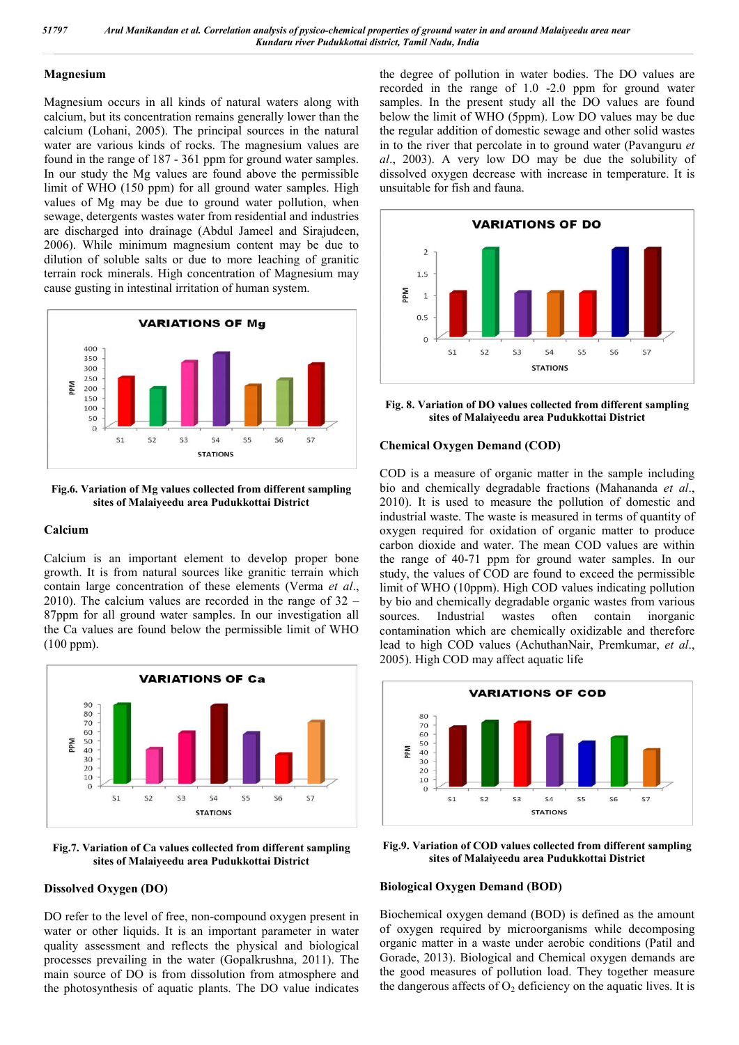### Magnesium

Magnesium occurs in all kinds of natural waters along with calcium, but its concentration remains generally lower than the calcium (Lohani, 2005). The principal sources in the natural water are various kinds of rocks. The magnesium values are found in the range of 187 - 361 ppm for ground water samples. In our study the Mg values are found above the permissible limit of WHO (150 ppm) for all ground water samples. High values of Mg may be due to ground water pollution, when sewage, detergents wastes water from residential and industries are discharged into drainage (Abdul Jameel and Sirajudeen, 2006). While minimum magnesium content may be due to dilution of soluble salts or due to more leaching of granitic terrain rock minerals. High concentration of Magnesium may cause gusting in intestinal irritation of human system.

**Fig.6. Variation of Mg values collected from different sampling sites of Malaiyeedu area Pudukkottai District**

### Calcium

Calcium is an important element to develop proper bone growth. It is from natural sources like granitic terrain which contain large concentration of these elements (Verma *et al*., 2010). The calcium values are recorded in the range of 32 – 87ppm for all ground water samples. In our investigation all the Ca values are found below the permissible limit of WHO (100 ppm).

**Fig.7. Variation of Ca values collected from different sampling sites of Malaiyeedu area Pudukkottai District**

### Dissolved Oxygen (DO)

DO refer to the level of free, non-compound oxygen present in water or other liquids. It is an important parameter in water quality assessment and reflects the physical and biological processes prevailing in the water (Gopalkrushna, 2011). The main source of DO is from dissolution from atmosphere and the photosynthesis of aquatic plants. The DO value indicates the degree of pollution in water bodies. The DO values are recorded in the range of 1.0 -2.0 ppm for ground water samples. In the present study all the DO values are found below the limit of WHO (5ppm). Low DO values may be due the regular addition of domestic sewage and other solid wastes in to the river that percolate in to ground water (Pavanguru *et al*., 2003). A very low DO may be due the solubility of dissolved oxygen decrease with increase in temperature. It is unsuitable for fish and fauna.

**Fig. 8. Variation of DO values collected from different sampling sites of Malaiyeedu area Pudukkottai District**

### Chemical Oxygen Demand (COD)

COD is a measure of organic matter in the sample including bio and chemically degradable fractions (Mahananda *et al*., 2010). It is used to measure the pollution of domestic and industrial waste. The waste is measured in terms of quantity of oxygen required for oxidation of organic matter to produce carbon dioxide and water. The mean COD values are within the range of 40-71 ppm for ground water samples. In our study, the values of COD are found to exceed the permissible limit of WHO (10ppm). High COD values indicating pollution by bio and chemically degradable organic wastes from various sources. Industrial wastes often contain inorganic contamination which are chemically oxidizable and therefore lead to high COD values (AchuthanNair, Premkumar, *et al*., 2005). High COD may affect aquatic life

**Fig.9. Variation of COD values collected from different sampling sites of Malaiyeedu area Pudukkottai District**

### Biological Oxygen Demand (BOD)

Biochemical oxygen demand (BOD) is defined as the amount of oxygen required by microorganisms while decomposing organic matter in a waste under aerobic conditions (Patil and Gorade, 2013). Biological and Chemical oxygen demands are the good measures of pollution load. They together measure the dangerous affects of $O_2$ deficiency on the aquatic lives. It is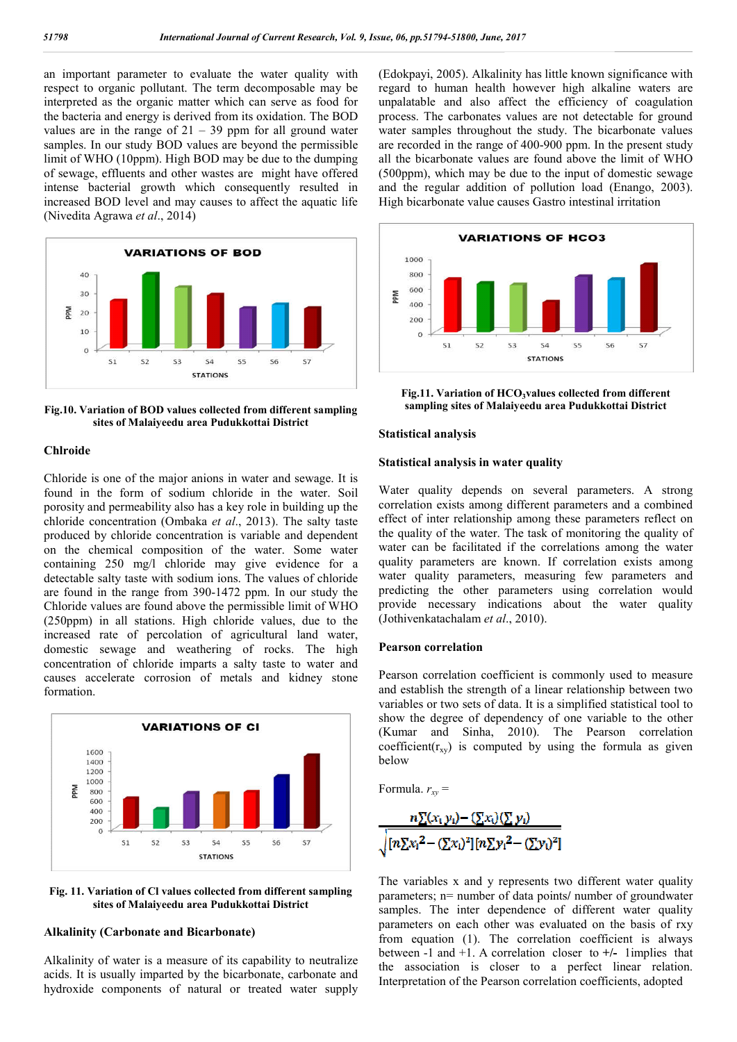an important parameter to evaluate the water quality with respect to organic pollutant. The term decomposable may be interpreted as the organic matter which can serve as food for the bacteria and energy is derived from its oxidation. The BOD values are in the range of 21 – 39 ppm for all ground water samples. In our study BOD values are beyond the permissible limit of WHO (10ppm). High BOD may be due to the dumping of sewage, effluents and other wastes are might have offered intense bacterial growth which consequently resulted in increased BOD level and may causes to affect the aquatic life (Nivedita Agrawa *et al*., 2014)

**Fig.10. Variation of BOD values collected from different sampling sites of Malaiyeedu area Pudukkottai District**

### Chlroide

Chloride is one of the major anions in water and sewage. It is found in the form of sodium chloride in the water. Soil porosity and permeability also has a key role in building up the chloride concentration (Ombaka *et al*., 2013). The salty taste produced by chloride concentration is variable and dependent on the chemical composition of the water. Some water containing 250 mg/l chloride may give evidence for a detectable salty taste with sodium ions. The values of chloride are found in the range from 390-1472 ppm. In our study the Chloride values are found above the permissible limit of WHO (250ppm) in all stations. High chloride values, due to the increased rate of percolation of agricultural land water, domestic sewage and weathering of rocks. The high concentration of chloride imparts a salty taste to water and causes accelerate corrosion of metals and kidney stone formation.

**Fig. 11. Variation of Cl values collected from different sampling sites of Malaiyeedu area Pudukkottai District**

### Alkalinity (Carbonate and Bicarbonate)

Alkalinity of water is a measure of its capability to neutralize acids. It is usually imparted by the bicarbonate, carbonate and hydroxide components of natural or treated water supply (Edokpayi, 2005). Alkalinity has little known significance with regard to human health however high alkaline waters are unpalatable and also affect the efficiency of coagulation process. The carbonates values are not detectable for ground water samples throughout the study. The bicarbonate values are recorded in the range of 400-900 ppm. In the present study all the bicarbonate values are found above the limit of WHO (500ppm), which may be due to the input of domestic sewage and the regular addition of pollution load (Enango, 2003). High bicarbonate value causes Gastro intestinal irritation

**Fig.11. Variation of $HCO_3$values collected from different sampling sites of Malaiyeedu area Pudukkottai District**

### Statistical analysis

### Statistical analysis in water quality

Water quality depends on several parameters. A strong correlation exists among different parameters and a combined effect of inter relationship among these parameters reflect on the quality of the water. The task of monitoring the quality of water can be facilitated if the correlations among the water quality parameters are known. If correlation exists among water quality parameters, measuring few parameters and predicting the other parameters using correlation would provide necessary indications about the water quality (Jothivenkatachalam *et al*., 2010).

### Pearson correlation

Pearson correlation coefficient is commonly used to measure and establish the strength of a linear relationship between two variables or two sets of data. It is a simplified statistical tool to show the degree of dependency of one variable to the other (Kumar and Sinha, 2010). The Pearson correlation coefficient($r_{xy}$) is computed by using the formula as given below

Formula. $r_{xy}$ =

$$\frac{n\sum(x_i\, y_i) - (\sum x_i)(\sum y_i)}{\sqrt{[n\sum x_i^2 - (\sum x_i)^2][n\sum y_i^2 - (\sum y_i)^2]}}$$

The variables x and y represents two different water quality parameters; n= number of data points/ number of groundwater samples. The inter dependence of different water quality parameters on each other was evaluated on the basis of rxy from equation (1). The correlation coefficient is always between -1 and +1. A correlation closer to +/- 1implies that the association is closer to a perfect linear relation. Interpretation of the Pearson correlation coefficients, adopted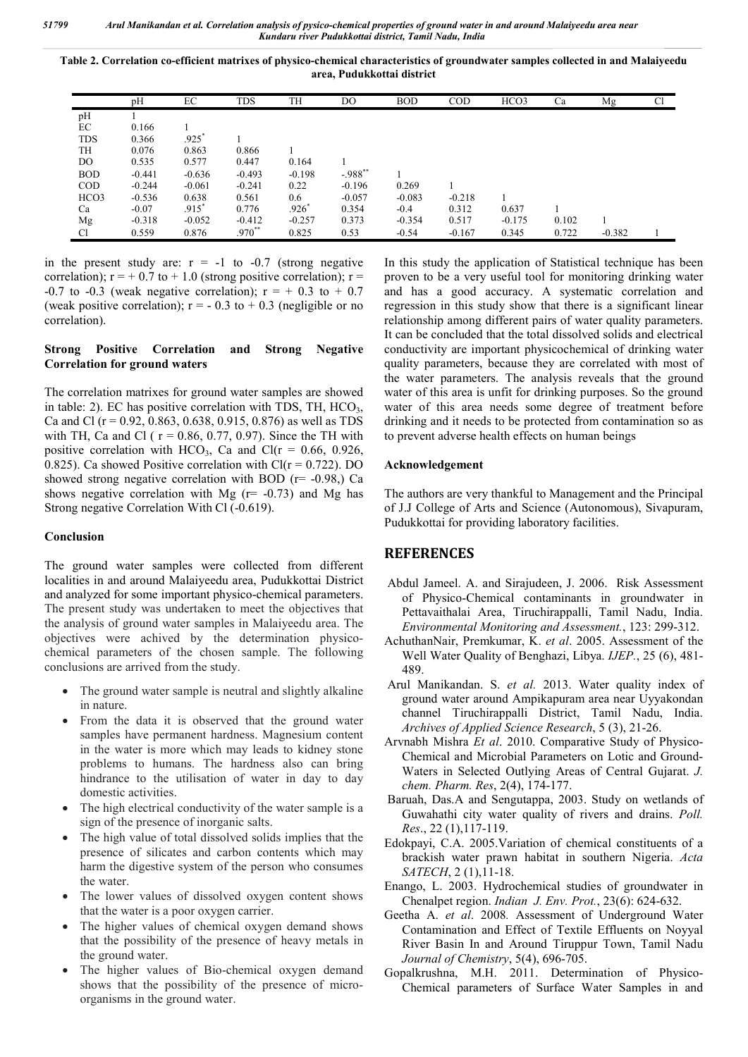**Table 2. Correlation co-efficient matrixes of physico-chemical characteristics of groundwater samples collected in and Malaiyeedu area, Pudukkottai district**

| | pH | EC | TDS | TH | DO | BOD | COD | HCO3 | Ca | Mg | Cl |
|---|---|---|---|---|---|---|---|---|---|---|---|
| pH | 1 | | | | | | | | | | |
| EC | 0.166 | 1 | | | | | | | | | |
| TDS | 0.366 | .925* | 1 | | | | | | | | |
| TH | 0.076 | 0.863 | 0.866 | 1 | | | | | | | |
| DO | 0.535 | 0.577 | 0.447 | 0.164 | 1 | | | | | | |
| BOD | -0.441 | -0.636 | -0.493 | -0.198 | -.988** | 1 | | | | | |
| COD | -0.244 | -0.061 | -0.241 | 0.22 | -0.196 | 0.269 | 1 | | | | |
| HCO3 | -0.536 | 0.638 | 0.561 | 0.6 | -0.057 | -0.083 | -0.218 | 1 | | | |
| Ca | -0.07 | .915* | 0.776 | .926* | 0.354 | -0.4 | 0.312 | 0.637 | 1 | | |
| Mg | -0.318 | -0.052 | -0.412 | -0.257 | 0.373 | -0.354 | 0.517 | -0.175 | 0.102 | 1 | |
| Cl | 0.559 | 0.876 | .970** | 0.825 | 0.53 | -0.54 | -0.167 | 0.345 | 0.722 | -0.382 | 1 |

in the present study are: r = -1 to -0.7 (strong negative correlation); r = + 0.7 to + 1.0 (strong positive correlation); r = -0.7 to -0.3 (weak negative correlation); r = + 0.3 to + 0.7 (weak positive correlation); r = - 0.3 to + 0.3 (negligible or no correlation).

### Strong Positive Correlation and Strong Negative Correlation for ground waters

The correlation matrixes for ground water samples are showed in table: 2). EC has positive correlation with TDS, TH, $HCO_3$, Ca and Cl (r = 0.92, 0.863, 0.638, 0.915, 0.876) as well as TDS with TH, Ca and Cl ( r = 0.86, 0.77, 0.97). Since the TH with positive correlation with $HCO_3$, Ca and Cl(r = 0.66, 0.926, 0.825). Ca showed Positive correlation with Cl(r = 0.722). DO showed strong negative correlation with BOD (r= -0.98,) Ca shows negative correlation with Mg (r= -0.73) and Mg has Strong negative Correlation With Cl (-0.619).

### Conclusion

The ground water samples were collected from different localities in and around Malaiyeedu area, Pudukkottai District and analyzed for some important physico-chemical parameters. The present study was undertaken to meet the objectives that the analysis of ground water samples in Malaiyeedu area. The objectives were achived by the determination physico-chemical parameters of the chosen sample. The following conclusions are arrived from the study.

- The ground water sample is neutral and slightly alkaline in nature.
- From the data it is observed that the ground water samples have permanent hardness. Magnesium content in the water is more which may leads to kidney stone problems to humans. The hardness also can bring hindrance to the utilisation of water in day to day domestic activities.
- The high electrical conductivity of the water sample is a sign of the presence of inorganic salts.
- The high value of total dissolved solids implies that the presence of silicates and carbon contents which may harm the digestive system of the person who consumes the water.
- The lower values of dissolved oxygen content shows that the water is a poor oxygen carrier.
- The higher values of chemical oxygen demand shows that the possibility of the presence of heavy metals in the ground water.
- The higher values of Bio-chemical oxygen demand shows that the possibility of the presence of micro-organisms in the ground water.

In this study the application of Statistical technique has been proven to be a very useful tool for monitoring drinking water and has a good accuracy. A systematic correlation and regression in this study show that there is a significant linear relationship among different pairs of water quality parameters. It can be concluded that the total dissolved solids and electrical conductivity are important physicochemical of drinking water quality parameters, because they are correlated with most of the water parameters. The analysis reveals that the ground water of this area is unfit for drinking purposes. So the ground water of this area needs some degree of treatment before drinking and it needs to be protected from contamination so as to prevent adverse health effects on human beings

### Acknowledgement

The authors are very thankful to Management and the Principal of J.J College of Arts and Science (Autonomous), Sivapuram, Pudukkottai for providing laboratory facilities.

## REFERENCES

Abdul Jameel. A. and Sirajudeen, J. 2006. Risk Assessment of Physico-Chemical contaminants in groundwater in Pettavaithalai Area, Tiruchirappalli, Tamil Nadu, India. *Environmental Monitoring and Assessment.*, 123: 299-312.

AchuthanNair, Premkumar, K. *et al*. 2005. Assessment of the Well Water Quality of Benghazi, Libya. *IJEP.*, 25 (6), 481-489.

Arul Manikandan. S. *et al.* 2013. Water quality index of ground water around Ampikapuram area near Uyyakondan channel Tiruchirappalli District, Tamil Nadu, India. *Archives of Applied Science Research*, 5 (3), 21-26.

Arvnabh Mishra *Et al*. 2010. Comparative Study of Physico-Chemical and Microbial Parameters on Lotic and Ground-Waters in Selected Outlying Areas of Central Gujarat. *J. chem. Pharm. Res*, 2(4), 174-177.

Baruah, Das.A and Sengutappa, 2003. Study on wetlands of Guwahathi city water quality of rivers and drains. *Poll. Res*., 22 (1),117-119.

Edokpayi, C.A. 2005.Variation of chemical constituents of a brackish water prawn habitat in southern Nigeria. *Acta SATECH*, 2 (1),11-18.

Enango, L. 2003. Hydrochemical studies of groundwater in Chenalpet region. *Indian J. Env. Prot.*, 23(6): 624-632.

Geetha A. *et al*. 2008. Assessment of Underground Water Contamination and Effect of Textile Effluents on Noyyal River Basin In and Around Tiruppur Town, Tamil Nadu *Journal of Chemistry*, 5(4), 696-705.

Gopalkrushna, M.H. 2011. Determination of Physico-Chemical parameters of Surface Water Samples in and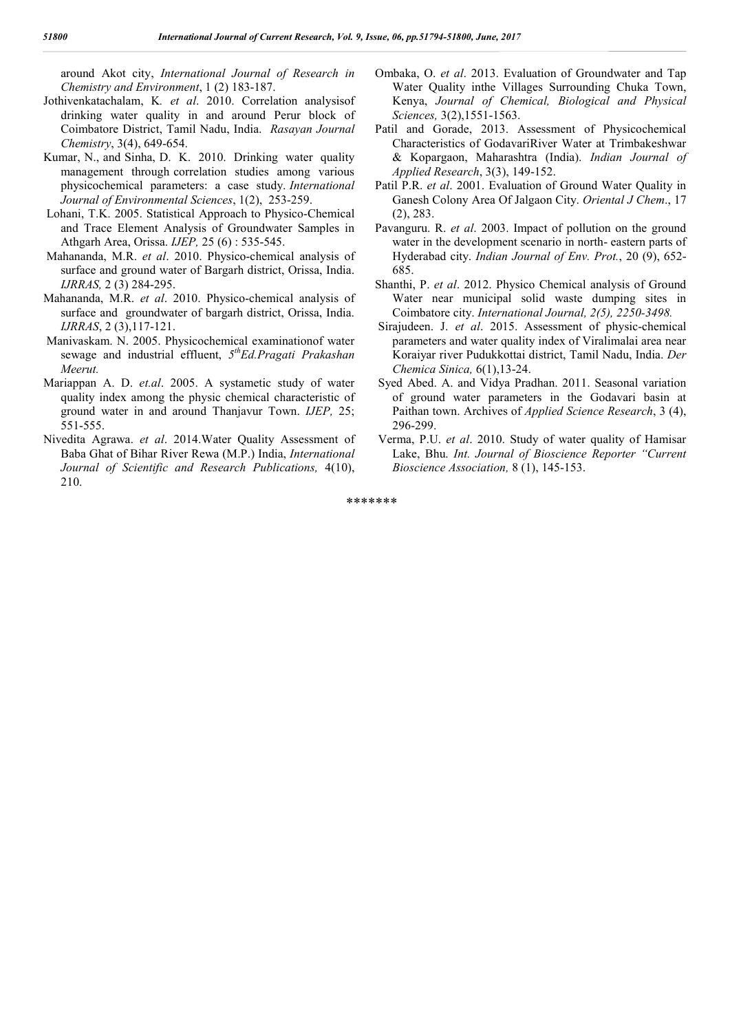around Akot city, *International Journal of Research in Chemistry and Environment*, 1 (2) 183-187.

Jothivenkatachalam, K. *et al*. 2010. Correlation analysisof drinking water quality in and around Perur block of Coimbatore District, Tamil Nadu, India. *Rasayan Journal Chemistry*, 3(4), 649-654.

Kumar, N., and Sinha, D. K. 2010. Drinking water quality management through correlation studies among various physicochemical parameters: a case study. *International Journal of Environmental Sciences*, 1(2), 253-259.

Lohani, T.K. 2005. Statistical Approach to Physico-Chemical and Trace Element Analysis of Groundwater Samples in Athgarh Area, Orissa. *IJEP,* 25 (6) : 535-545.

Mahananda, M.R. *et al*. 2010. Physico-chemical analysis of surface and ground water of Bargarh district, Orissa, India. *IJRRAS,* 2 (3) 284-295.

Mahananda, M.R. *et al*. 2010. Physico-chemical analysis of surface and groundwater of bargarh district, Orissa, India. *IJRRAS*, 2 (3),117-121.

Manivaskam. N. 2005. Physicochemical examinationof water sewage and industrial effluent, *5th Ed.Pragati Prakashan Meerut.*

Mariappan A. D. *et.al*. 2005. A systametic study of water quality index among the physic chemical characteristic of ground water in and around Thanjavur Town. *IJEP,* 25; 551-555.

Nivedita Agrawa. *et al*. 2014.Water Quality Assessment of Baba Ghat of Bihar River Rewa (M.P.) India, *International Journal of Scientific and Research Publications,* 4(10), 210.

Ombaka, O. *et al*. 2013. Evaluation of Groundwater and Tap Water Quality inthe Villages Surrounding Chuka Town, Kenya, *Journal of Chemical, Biological and Physical Sciences,* 3(2),1551-1563.

Patil and Gorade, 2013. Assessment of Physicochemical Characteristics of GodavariRiver Water at Trimbakeshwar & Kopargaon, Maharashtra (India). *Indian Journal of Applied Research*, 3(3), 149-152.

Patil P.R. *et al*. 2001. Evaluation of Ground Water Quality in Ganesh Colony Area Of Jalgaon City. *Oriental J Chem*., 17 (2), 283.

Pavanguru. R. *et al*. 2003. Impact of pollution on the ground water in the development scenario in north- eastern parts of Hyderabad city. *Indian Journal of Env. Prot.*, 20 (9), 652-685.

Shanthi, P. *et al*. 2012. Physico Chemical analysis of Ground Water near municipal solid waste dumping sites in Coimbatore city. *International Journal, 2(5), 2250-3498.*

Sirajudeen. J. *et al*. 2015. Assessment of physic-chemical parameters and water quality index of Viralimalai area near Koraiyar river Pudukkottai district, Tamil Nadu, India. *Der Chemica Sinica,* 6(1),13-24.

Syed Abed. A. and Vidya Pradhan. 2011. Seasonal variation of ground water parameters in the Godavari basin at Paithan town. Archives of *Applied Science Research*, 3 (4), 296-299.

Verma, P.U. *et al*. 2010. Study of water quality of Hamisar Lake, Bhu. *Int. Journal of Bioscience Reporter "Current Bioscience Association,* 8 (1), 145-153.

*******